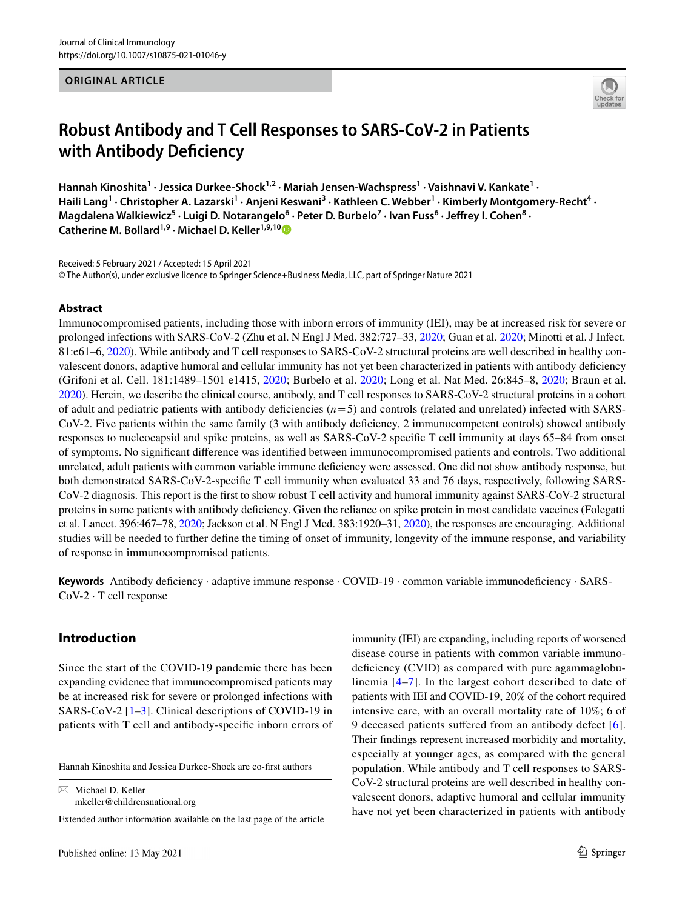ORIGINAL ARTICLE

# Robust Antibody and T Cell Responses to SARS-CoV-2 in Patients with Antibody Deficiency

**Hannah Kinoshita[1] · Jessica Durkee-Shock[1,2] · Mariah Jensen-Wachspress[1] · Vaishnavi V. Kankate[1] · Haili Lang[1] · Christopher A. Lazarski[1] · Anjeni Keswani[3] · Kathleen C. Webber[1] · Kimberly Montgomery-Recht[4] · Magdalena Walkiewicz[5] · Luigi D. Notarangelo[6] · Peter D. Burbelo[7] · Ivan Fuss[6] · Jeffrey I. Cohen[8] · Catherine M. Bollard[1,9] · Michael D. Keller[1,9,10]**

Received: 5 February 2021 / Accepted: 15 April 2021
© The Author(s), under exclusive licence to Springer Science+Business Media, LLC, part of Springer Nature 2021

## Abstract

Immunocompromised patients, including those with inborn errors of immunity (IEI), may be at increased risk for severe or prolonged infections with SARS-CoV-2 (Zhu et al. N Engl J Med. 382:727–33, 2020; Guan et al. 2020; Minotti et al. J Infect. 81:e61–6, 2020). While antibody and T cell responses to SARS-CoV-2 structural proteins are well described in healthy convalescent donors, adaptive humoral and cellular immunity has not yet been characterized in patients with antibody deficiency (Grifoni et al. Cell. 181:1489–1501 e1415, 2020; Burbelo et al. 2020; Long et al. Nat Med. 26:845–8, 2020; Braun et al. 2020). Herein, we describe the clinical course, antibody, and T cell responses to SARS-CoV-2 structural proteins in a cohort of adult and pediatric patients with antibody deficiencies ($n = 5$) and controls (related and unrelated) infected with SARS-CoV-2. Five patients within the same family (3 with antibody deficiency, 2 immunocompetent controls) showed antibody responses to nucleocapsid and spike proteins, as well as SARS-CoV-2 specific T cell immunity at days 65–84 from onset of symptoms. No significant difference was identified between immunocompromised patients and controls. Two additional unrelated, adult patients with common variable immune deficiency were assessed. One did not show antibody response, but both demonstrated SARS-CoV-2-specific T cell immunity when evaluated 33 and 76 days, respectively, following SARS-CoV-2 diagnosis. This report is the first to show robust T cell activity and humoral immunity against SARS-CoV-2 structural proteins in some patients with antibody deficiency. Given the reliance on spike protein in most candidate vaccines (Folegatti et al. Lancet. 396:467–78, 2020; Jackson et al. N Engl J Med. 383:1920–31, 2020), the responses are encouraging. Additional studies will be needed to further define the timing of onset of immunity, longevity of the immune response, and variability of response in immunocompromised patients.

**Keywords** Antibody deficiency · adaptive immune response · COVID-19 · common variable immunodeficiency · SARS-CoV-2 · T cell response

## Introduction

Since the start of the COVID-19 pandemic there has been expanding evidence that immunocompromised patients may be at increased risk for severe or prolonged infections with SARS-CoV-2 [1–3]. Clinical descriptions of COVID-19 in patients with T cell and antibody-specific inborn errors of immunity (IEI) are expanding, including reports of worsened disease course in patients with common variable immunodeficiency (CVID) as compared with pure agammaglobulinemia [4–7]. In the largest cohort described to date of patients with IEI and COVID-19, 20% of the cohort required intensive care, with an overall mortality rate of 10%; 6 of 9 deceased patients suffered from an antibody defect [6]. Their findings represent increased morbidity and mortality, especially at younger ages, as compared with the general population. While antibody and T cell responses to SARS-CoV-2 structural proteins are well described in healthy convalescent donors, adaptive humoral and cellular immunity have not yet been characterized in patients with antibody

Hannah Kinoshita and Jessica Durkee-Shock are co-first authors

✉ Michael D. Keller
mkeller@childrensnational.org

Extended author information available on the last page of the article

Published online: 13 May 2021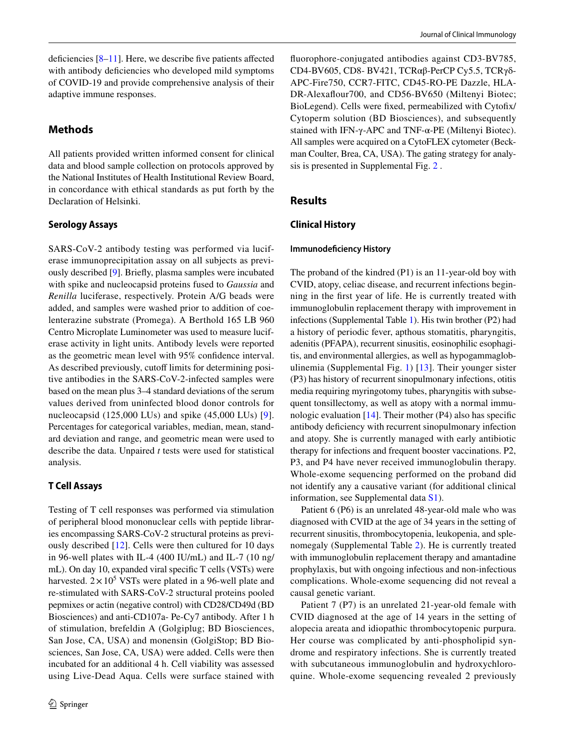deficiencies [8–11]. Here, we describe five patients affected with antibody deficiencies who developed mild symptoms of COVID-19 and provide comprehensive analysis of their adaptive immune responses.

## Methods

All patients provided written informed consent for clinical data and blood sample collection on protocols approved by the National Institutes of Health Institutional Review Board, in concordance with ethical standards as put forth by the Declaration of Helsinki.

### Serology Assays

SARS-CoV-2 antibody testing was performed via luciferase immunoprecipitation assay on all subjects as previously described [9]. Briefly, plasma samples were incubated with spike and nucleocapsid proteins fused to *Gaussia* and *Renilla* luciferase, respectively. Protein A/G beads were added, and samples were washed prior to addition of coelenterazine substrate (Promega). A Berthold 165 LB 960 Centro Microplate Luminometer was used to measure luciferase activity in light units. Antibody levels were reported as the geometric mean level with 95% confidence interval. As described previously, cutoff limits for determining positive antibodies in the SARS-CoV-2-infected samples were based on the mean plus 3–4 standard deviations of the serum values derived from uninfected blood donor controls for nucleocapsid (125,000 LUs) and spike (45,000 LUs) [9]. Percentages for categorical variables, median, mean, standard deviation and range, and geometric mean were used to describe the data. Unpaired *t* tests were used for statistical analysis.

### T Cell Assays

Testing of T cell responses was performed via stimulation of peripheral blood mononuclear cells with peptide libraries encompassing SARS-CoV-2 structural proteins as previously described [12]. Cells were then cultured for 10 days in 96-well plates with IL-4 (400 IU/mL) and IL-7 (10 ng/mL). On day 10, expanded viral specific T cells (VSTs) were harvested. $2 \times 10^5$ VSTs were plated in a 96-well plate and re-stimulated with SARS-CoV-2 structural proteins pooled pepmixes or actin (negative control) with CD28/CD49d (BD Biosciences) and anti-CD107a- Pe-Cy7 antibody. After 1 h of stimulation, brefeldin A (Golgiplug; BD Biosciences, San Jose, CA, USA) and monensin (GolgiStop; BD Biosciences, San Jose, CA, USA) were added. Cells were then incubated for an additional 4 h. Cell viability was assessed using Live-Dead Aqua. Cells were surface stained with fluorophore-conjugated antibodies against CD3-BV785, CD4-BV605, CD8- BV421, TCRαβ-PerCP Cy5.5, TCRγδ-APC-Fire750, CCR7-FITC, CD45-RO-PE Dazzle, HLA-DR-Alexaflour700, and CD56-BV650 (Miltenyi Biotec; BioLegend). Cells were fixed, permeabilized with Cytofix/Cytoperm solution (BD Biosciences), and subsequently stained with IFN-γ-APC and TNF-α-PE (Miltenyi Biotec). All samples were acquired on a CytoFLEX cytometer (Beckman Coulter, Brea, CA, USA). The gating strategy for analysis is presented in Supplemental Fig. 2 .

## Results

### Clinical History

#### Immunodeficiency History

The proband of the kindred (P1) is an 11-year-old boy with CVID, atopy, celiac disease, and recurrent infections beginning in the first year of life. He is currently treated with immunoglobulin replacement therapy with improvement in infections (Supplemental Table 1). His twin brother (P2) had a history of periodic fever, apthous stomatitis, pharyngitis, adenitis (PFAPA), recurrent sinusitis, eosinophilic esophagitis, and environmental allergies, as well as hypogammaglobulinemia (Supplemental Fig. 1) [13]. Their younger sister (P3) has history of recurrent sinopulmonary infections, otitis media requiring myringotomy tubes, pharyngitis with subsequent tonsillectomy, as well as atopy with a normal immunologic evaluation [14]. Their mother (P4) also has specific antibody deficiency with recurrent sinopulmonary infection and atopy. She is currently managed with early antibiotic therapy for infections and frequent booster vaccinations. P2, P3, and P4 have never received immunoglobulin therapy. Whole-exome sequencing performed on the proband did not identify any a causative variant (for additional clinical information, see Supplemental data S1).

Patient 6 (P6) is an unrelated 48-year-old male who was diagnosed with CVID at the age of 34 years in the setting of recurrent sinusitis, thrombocytopenia, leukopenia, and splenomegaly (Supplemental Table 2). He is currently treated with immunoglobulin replacement therapy and amantadine prophylaxis, but with ongoing infectious and non-infectious complications. Whole-exome sequencing did not reveal a causal genetic variant.

Patient 7 (P7) is an unrelated 21-year-old female with CVID diagnosed at the age of 14 years in the setting of alopecia areata and idiopathic thrombocytopenic purpura. Her course was complicated by anti-phospholipid syndrome and respiratory infections. She is currently treated with subcutaneous immunoglobulin and hydroxychloroquine. Whole-exome sequencing revealed 2 previously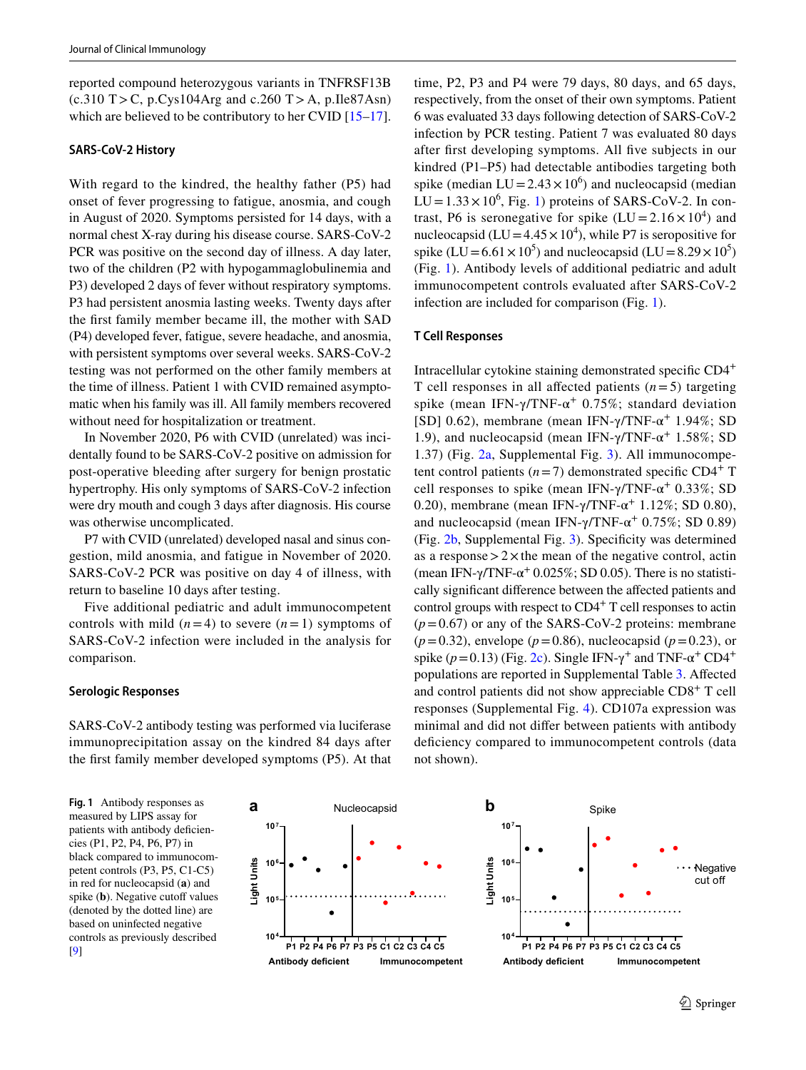reported compound heterozygous variants in TNFRSF13B (c.310 T > C, p.Cys104Arg and c.260 T > A, p.Ile87Asn) which are believed to be contributory to her CVID [15–17].

### SARS-CoV-2 History

With regard to the kindred, the healthy father (P5) had onset of fever progressing to fatigue, anosmia, and cough in August of 2020. Symptoms persisted for 14 days, with a normal chest X-ray during his disease course. SARS-CoV-2 PCR was positive on the second day of illness. A day later, two of the children (P2 with hypogammaglobulinemia and P3) developed 2 days of fever without respiratory symptoms. P3 had persistent anosmia lasting weeks. Twenty days after the first family member became ill, the mother with SAD (P4) developed fever, fatigue, severe headache, and anosmia, with persistent symptoms over several weeks. SARS-CoV-2 testing was not performed on the other family members at the time of illness. Patient 1 with CVID remained asymptomatic when his family was ill. All family members recovered without need for hospitalization or treatment.

In November 2020, P6 with CVID (unrelated) was incidentally found to be SARS-CoV-2 positive on admission for post-operative bleeding after surgery for benign prostatic hypertrophy. His only symptoms of SARS-CoV-2 infection were dry mouth and cough 3 days after diagnosis. His course was otherwise uncomplicated.

P7 with CVID (unrelated) developed nasal and sinus congestion, mild anosmia, and fatigue in November of 2020. SARS-CoV-2 PCR was positive on day 4 of illness, with return to baseline 10 days after testing.

Five additional pediatric and adult immunocompetent controls with mild ($n = 4$) to severe ($n = 1$) symptoms of SARS-CoV-2 infection were included in the analysis for comparison.

### Serologic Responses

SARS-CoV-2 antibody testing was performed via luciferase immunoprecipitation assay on the kindred 84 days after the first family member developed symptoms (P5). At that time, P2, P3 and P4 were 79 days, 80 days, and 65 days, respectively, from the onset of their own symptoms. Patient 6 was evaluated 33 days following detection of SARS-CoV-2 infection by PCR testing. Patient 7 was evaluated 80 days after first developing symptoms. All five subjects in our kindred (P1–P5) had detectable antibodies targeting both spike (median LU $= 2.43 \times 10^6$) and nucleocapsid (median LU $= 1.33 \times 10^6$, Fig. 1) proteins of SARS-CoV-2. In contrast, P6 is seronegative for spike (LU $= 2.16 \times 10^4$) and nucleocapsid (LU $= 4.45 \times 10^4$), while P7 is seropositive for spike (LU $= 6.61 \times 10^5$) and nucleocapsid (LU $= 8.29 \times 10^5$) (Fig. 1). Antibody levels of additional pediatric and adult immunocompetent controls evaluated after SARS-CoV-2 infection are included for comparison (Fig. 1).

### T Cell Responses

Intracellular cytokine staining demonstrated specific CD4$^+$ T cell responses in all affected patients ($n = 5$) targeting spike (mean IFN-γ/TNF-α$^+$ 0.75%; standard deviation [SD] 0.62), membrane (mean IFN-γ/TNF-α$^+$ 1.94%; SD 1.9), and nucleocapsid (mean IFN-γ/TNF-α$^+$ 1.58%; SD 1.37) (Fig. 2a, Supplemental Fig. 3). All immunocompetent control patients ($n = 7$) demonstrated specific CD4$^+$ T cell responses to spike (mean IFN-γ/TNF-α$^+$ 0.33%; SD 0.20), membrane (mean IFN-γ/TNF-α$^+$ 1.12%; SD 0.80), and nucleocapsid (mean IFN-γ/TNF-α$^+$ 0.75%; SD 0.89) (Fig. 2b, Supplemental Fig. 3). Specificity was determined as a response > 2 × the mean of the negative control, actin (mean IFN-γ/TNF-α$^+$ 0.025%; SD 0.05). There is no statistically significant difference between the affected patients and control groups with respect to CD4$^+$ T cell responses to actin ($p = 0.67$) or any of the SARS-CoV-2 proteins: membrane ($p = 0.32$), envelope ($p = 0.86$), nucleocapsid ($p = 0.23$), or spike ($p = 0.13$) (Fig. 2c). Single IFN-γ$^+$ and TNF-α$^+$ CD4$^+$ populations are reported in Supplemental Table 3. Affected and control patients did not show appreciable CD8$^+$ T cell responses (Supplemental Fig. 4). CD107a expression was minimal and did not differ between patients with antibody deficiency compared to immunocompetent controls (data not shown).

**Fig. 1** Antibody responses as measured by LIPS assay for patients with antibody deficiencies (P1, P2, P4, P6, P7) in black compared to immunocompetent controls (P3, P5, C1-C5) in red for nucleocapsid (**a**) and spike (**b**). Negative cutoff values (denoted by the dotted line) are based on uninfected negative controls as previously described [9]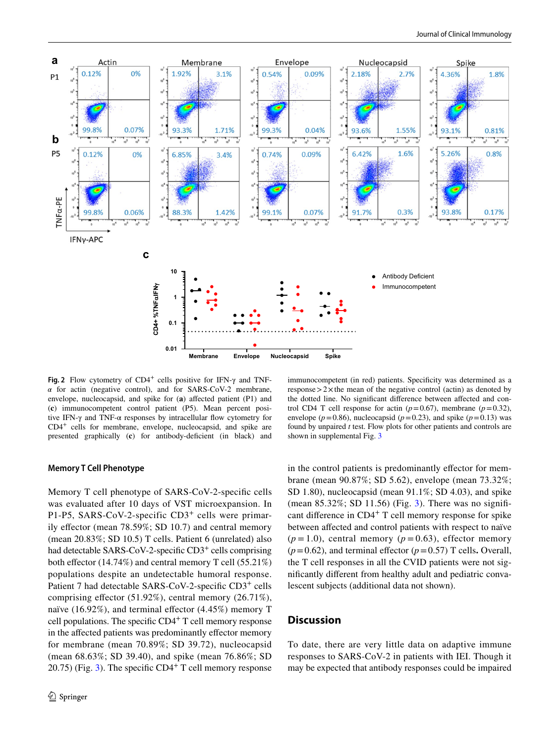**Fig. 2** Flow cytometry of CD4+ cells positive for IFN-γ and TNF-α for actin (negative control), and for SARS-CoV-2 membrane, envelope, nucleocapsid, and spike for (**a**) affected patient (P1) and (**c**) immunocompetent control patient (P5). Mean percent positive IFN-γ and TNF-α responses by intracellular flow cytometry for CD4+ cells for membrane, envelope, nucleocapsid, and spike are presented graphically (**c**) for antibody-deficient (in black) and immunocompetent (in red) patients. Specificity was determined as a response > 2 × the mean of the negative control (actin) as denoted by the dotted line. No significant difference between affected and control CD4 T cell response for actin ($p = 0.67$), membrane ($p = 0.32$), envelope ($p = 0.86$), nucleocapsid ($p = 0.23$), and spike ($p = 0.13$) was found by unpaired *t* test. Flow plots for other patients and controls are shown in supplemental Fig. 3

### Memory T Cell Phenotype

Memory T cell phenotype of SARS-CoV-2-specific cells was evaluated after 10 days of VST microexpansion. In P1-P5, SARS-CoV-2-specific CD3+ cells were primarily effector (mean 78.59%; SD 10.7) and central memory (mean 20.83%; SD 10.5) T cells. Patient 6 (unrelated) also had detectable SARS-CoV-2-specific CD3+ cells comprising both effector (14.74%) and central memory T cell (55.21%) populations despite an undetectable humoral response. Patient 7 had detectable SARS-CoV-2-specific CD3+ cells comprising effector (51.92%), central memory (26.71%), naïve (16.92%), and terminal effector (4.45%) memory T cell populations. The specific CD4+ T cell memory response in the affected patients was predominantly effector memory for membrane (mean 70.89%; SD 39.72), nucleocapsid (mean 68.63%; SD 39.40), and spike (mean 76.86%; SD 20.75) (Fig. 3). The specific CD4+ T cell memory response in the control patients is predominantly effector for membrane (mean 90.87%; SD 5.62), envelope (mean 73.32%; SD 1.80), nucleocapsid (mean 91.1%; SD 4.03), and spike (mean 85.32%; SD 11.56) (Fig. 3). There was no significant difference in CD4+ T cell memory response for spike between affected and control patients with respect to naïve ($p = 1.0$), central memory ($p = 0.63$), effector memory ($p = 0.62$), and terminal effector ($p = 0.57$) T cells**.** Overall, the T cell responses in all the CVID patients were not significantly different from healthy adult and pediatric convalescent subjects (additional data not shown).

## Discussion

To date, there are very little data on adaptive immune responses to SARS-CoV-2 in patients with IEI. Though it may be expected that antibody responses could be impaired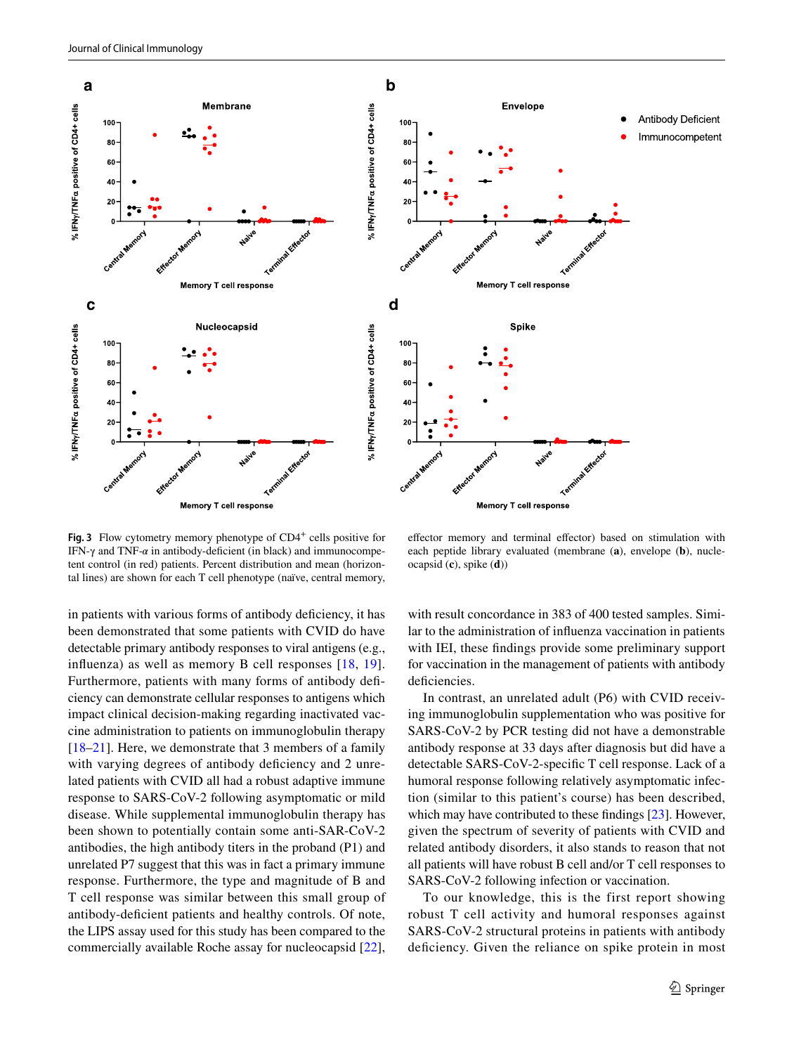**Fig. 3** Flow cytometry memory phenotype of CD4$^+$ cells positive for IFN-γ and TNF-α in antibody-deficient (in black) and immunocompetent control (in red) patients. Percent distribution and mean (horizontal lines) are shown for each T cell phenotype (naïve, central memory, effector memory and terminal effector) based on stimulation with each peptide library evaluated (membrane (**a**), envelope (**b**), nucleocapsid (**c**), spike (**d**))

in patients with various forms of antibody deficiency, it has been demonstrated that some patients with CVID do have detectable primary antibody responses to viral antigens (e.g., influenza) as well as memory B cell responses [18, 19]. Furthermore, patients with many forms of antibody deficiency can demonstrate cellular responses to antigens which impact clinical decision-making regarding inactivated vaccine administration to patients on immunoglobulin therapy [18–21]. Here, we demonstrate that 3 members of a family with varying degrees of antibody deficiency and 2 unrelated patients with CVID all had a robust adaptive immune response to SARS-CoV-2 following asymptomatic or mild disease. While supplemental immunoglobulin therapy has been shown to potentially contain some anti-SAR-CoV-2 antibodies, the high antibody titers in the proband (P1) and unrelated P7 suggest that this was in fact a primary immune response. Furthermore, the type and magnitude of B and T cell response was similar between this small group of antibody-deficient patients and healthy controls. Of note, the LIPS assay used for this study has been compared to the commercially available Roche assay for nucleocapsid [22], with result concordance in 383 of 400 tested samples. Similar to the administration of influenza vaccination in patients with IEI, these findings provide some preliminary support for vaccination in the management of patients with antibody deficiencies.

In contrast, an unrelated adult (P6) with CVID receiving immunoglobulin supplementation who was positive for SARS-CoV-2 by PCR testing did not have a demonstrable antibody response at 33 days after diagnosis but did have a detectable SARS-CoV-2-specific T cell response. Lack of a humoral response following relatively asymptomatic infection (similar to this patient's course) has been described, which may have contributed to these findings [23]. However, given the spectrum of severity of patients with CVID and related antibody disorders, it also stands to reason that not all patients will have robust B cell and/or T cell responses to SARS-CoV-2 following infection or vaccination.

To our knowledge, this is the first report showing robust T cell activity and humoral responses against SARS-CoV-2 structural proteins in patients with antibody deficiency. Given the reliance on spike protein in most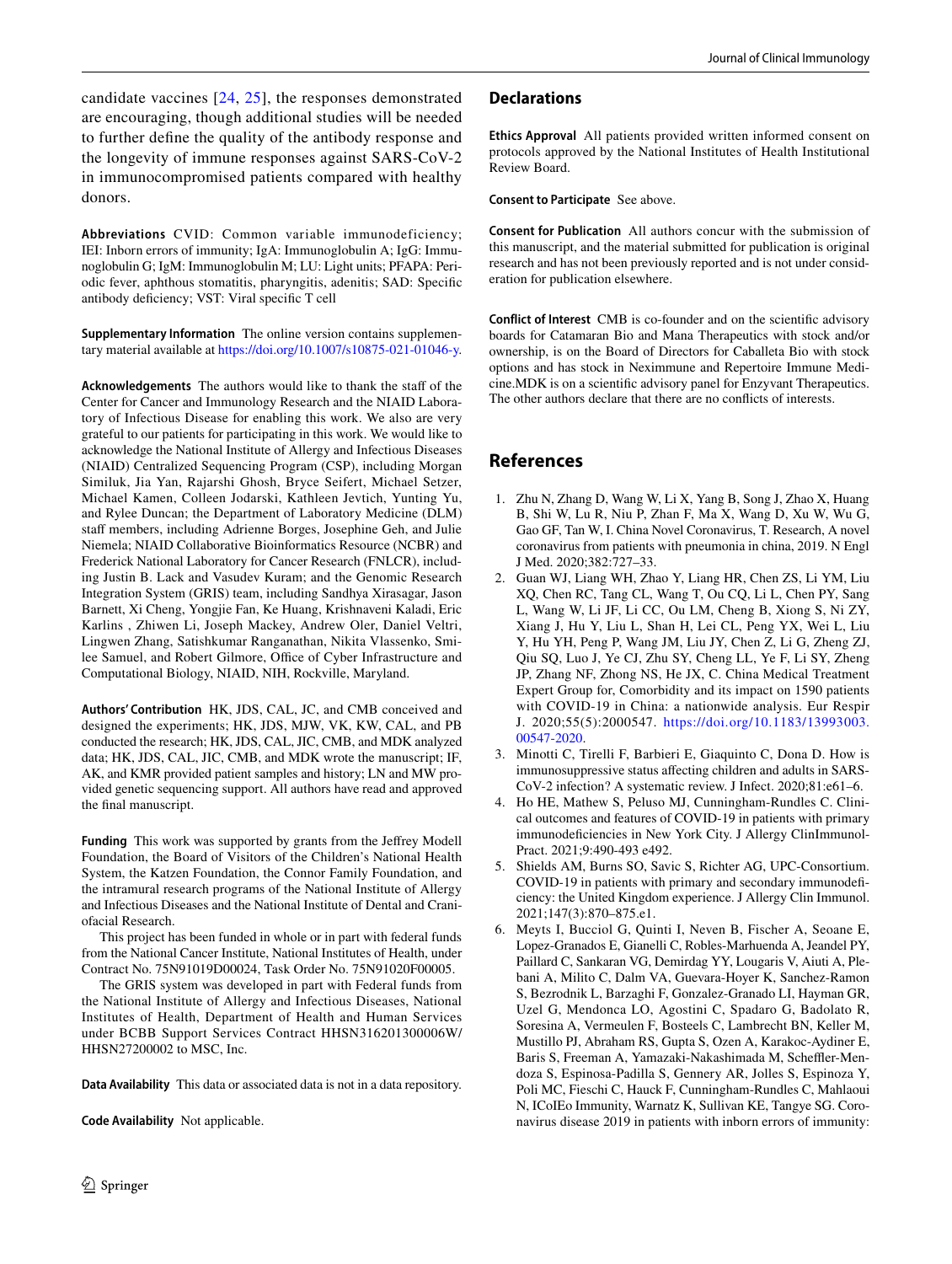candidate vaccines [24, 25], the responses demonstrated are encouraging, though additional studies will be needed to further define the quality of the antibody response and the longevity of immune responses against SARS-CoV-2 in immunocompromised patients compared with healthy donors.

**Abbreviations** CVID: Common variable immunodeficiency; IEI: Inborn errors of immunity; IgA: Immunoglobulin A; IgG: Immunoglobulin G; IgM: Immunoglobulin M; LU: Light units; PFAPA: Periodic fever, aphthous stomatitis, pharyngitis, adenitis; SAD: Specific antibody deficiency; VST: Viral specific T cell

**Supplementary Information** The online version contains supplementary material available at https://doi.org/10.1007/s10875-021-01046-y.

**Acknowledgements** The authors would like to thank the staff of the Center for Cancer and Immunology Research and the NIAID Laboratory of Infectious Disease for enabling this work. We also are very grateful to our patients for participating in this work. We would like to acknowledge the National Institute of Allergy and Infectious Diseases (NIAID) Centralized Sequencing Program (CSP), including Morgan Similuk, Jia Yan, Rajarshi Ghosh, Bryce Seifert, Michael Setzer, Michael Kamen, Colleen Jodarski, Kathleen Jevtich, Yunting Yu, and Rylee Duncan; the Department of Laboratory Medicine (DLM) staff members, including Adrienne Borges, Josephine Geh, and Julie Niemela; NIAID Collaborative Bioinformatics Resource (NCBR) and Frederick National Laboratory for Cancer Research (FNLCR), including Justin B. Lack and Vasudev Kuram; and the Genomic Research Integration System (GRIS) team, including Sandhya Xirasagar, Jason Barnett, Xi Cheng, Yongjie Fan, Ke Huang, Krishnaveni Kaladi, Eric Karlins , Zhiwen Li, Joseph Mackey, Andrew Oler, Daniel Veltri, Lingwen Zhang, Satishkumar Ranganathan, Nikita Vlassenko, Smilee Samuel, and Robert Gilmore, Office of Cyber Infrastructure and Computational Biology, NIAID, NIH, Rockville, Maryland.

**Authors' Contribution** HK, JDS, CAL, JC, and CMB conceived and designed the experiments; HK, JDS, MJW, VK, KW, CAL, and PB conducted the research; HK, JDS, CAL, JIC, CMB, and MDK analyzed data; HK, JDS, CAL, JIC, CMB, and MDK wrote the manuscript; IF, AK, and KMR provided patient samples and history; LN and MW provided genetic sequencing support. All authors have read and approved the final manuscript.

**Funding** This work was supported by grants from the Jeffrey Modell Foundation, the Board of Visitors of the Children's National Health System, the Katzen Foundation, the Connor Family Foundation, and the intramural research programs of the National Institute of Allergy and Infectious Diseases and the National Institute of Dental and Craniofacial Research.

This project has been funded in whole or in part with federal funds from the National Cancer Institute, National Institutes of Health, under Contract No. 75N91019D00024, Task Order No. 75N91020F00005.

The GRIS system was developed in part with Federal funds from the National Institute of Allergy and Infectious Diseases, National Institutes of Health, Department of Health and Human Services under BCBB Support Services Contract HHSN316201300006W/HHSN27200002 to MSC, Inc.

**Data Availability** This data or associated data is not in a data repository.

**Code Availability** Not applicable.

## Declarations

**Ethics Approval** All patients provided written informed consent on protocols approved by the National Institutes of Health Institutional Review Board.

**Consent to Participate** See above.

**Consent for Publication** All authors concur with the submission of this manuscript, and the material submitted for publication is original research and has not been previously reported and is not under consideration for publication elsewhere.

**Conflict of Interest** CMB is co-founder and on the scientific advisory boards for Catamaran Bio and Mana Therapeutics with stock and/or ownership, is on the Board of Directors for Caballeta Bio with stock options and has stock in Neximmune and Repertoire Immune Medicine.MDK is on a scientific advisory panel for Enzyvant Therapeutics. The other authors declare that there are no conflicts of interests.

## References

1. Zhu N, Zhang D, Wang W, Li X, Yang B, Song J, Zhao X, Huang B, Shi W, Lu R, Niu P, Zhan F, Ma X, Wang D, Xu W, Wu G, Gao GF, Tan W, I. China Novel Coronavirus, T. Research, A novel coronavirus from patients with pneumonia in china, 2019. N Engl J Med. 2020;382:727–33.
2. Guan WJ, Liang WH, Zhao Y, Liang HR, Chen ZS, Li YM, Liu XQ, Chen RC, Tang CL, Wang T, Ou CQ, Li L, Chen PY, Sang L, Wang W, Li JF, Li CC, Ou LM, Cheng B, Xiong S, Ni ZY, Xiang J, Hu Y, Liu L, Shan H, Lei CL, Peng YX, Wei L, Liu Y, Hu YH, Peng P, Wang JM, Liu JY, Chen Z, Li G, Zheng ZJ, Qiu SQ, Luo J, Ye CJ, Zhu SY, Cheng LL, Ye F, Li SY, Zheng JP, Zhang NF, Zhong NS, He JX, C. China Medical Treatment Expert Group for, Comorbidity and its impact on 1590 patients with COVID-19 in China: a nationwide analysis. Eur Respir J. 2020;55(5):2000547. https://doi.org/10.1183/13993003.00547-2020.
3. Minotti C, Tirelli F, Barbieri E, Giaquinto C, Dona D. How is immunosuppressive status affecting children and adults in SARS-CoV-2 infection? A systematic review. J Infect. 2020;81:e61–6.
4. Ho HE, Mathew S, Peluso MJ, Cunningham-Rundles C. Clinical outcomes and features of COVID-19 in patients with primary immunodeficiencies in New York City. J Allergy ClinImmunol-Pract. 2021;9:490-493 e492.
5. Shields AM, Burns SO, Savic S, Richter AG, UPC-Consortium. COVID-19 in patients with primary and secondary immunodeficiency: the United Kingdom experience. J Allergy Clin Immunol. 2021;147(3):870–875.e1.
6. Meyts I, Bucciol G, Quinti I, Neven B, Fischer A, Seoane E, Lopez-Granados E, Gianelli C, Robles-Marhuenda A, Jeandel PY, Paillard C, Sankaran VG, Demirdag YY, Lougaris V, Aiuti A, Plebani A, Milito C, Dalm VA, Guevara-Hoyer K, Sanchez-Ramon S, Bezrodnik L, Barzaghi F, Gonzalez-Granado LI, Hayman GR, Uzel G, Mendonca LO, Agostini C, Spadaro G, Badolato R, Soresina A, Vermeulen F, Bosteels C, Lambrecht BN, Keller M, Mustillo PJ, Abraham RS, Gupta S, Ozen A, Karakoc-Aydiner E, Baris S, Freeman A, Yamazaki-Nakashimada M, Scheffler-Mendoza S, Espinosa-Padilla S, Gennery AR, Jolles S, Espinoza Y, Poli MC, Fieschi C, Hauck F, Cunningham-Rundles C, Mahlaoui N, ICoIEo Immunity, Warnatz K, Sullivan KE, Tangye SG. Coronavirus disease 2019 in patients with inborn errors of immunity: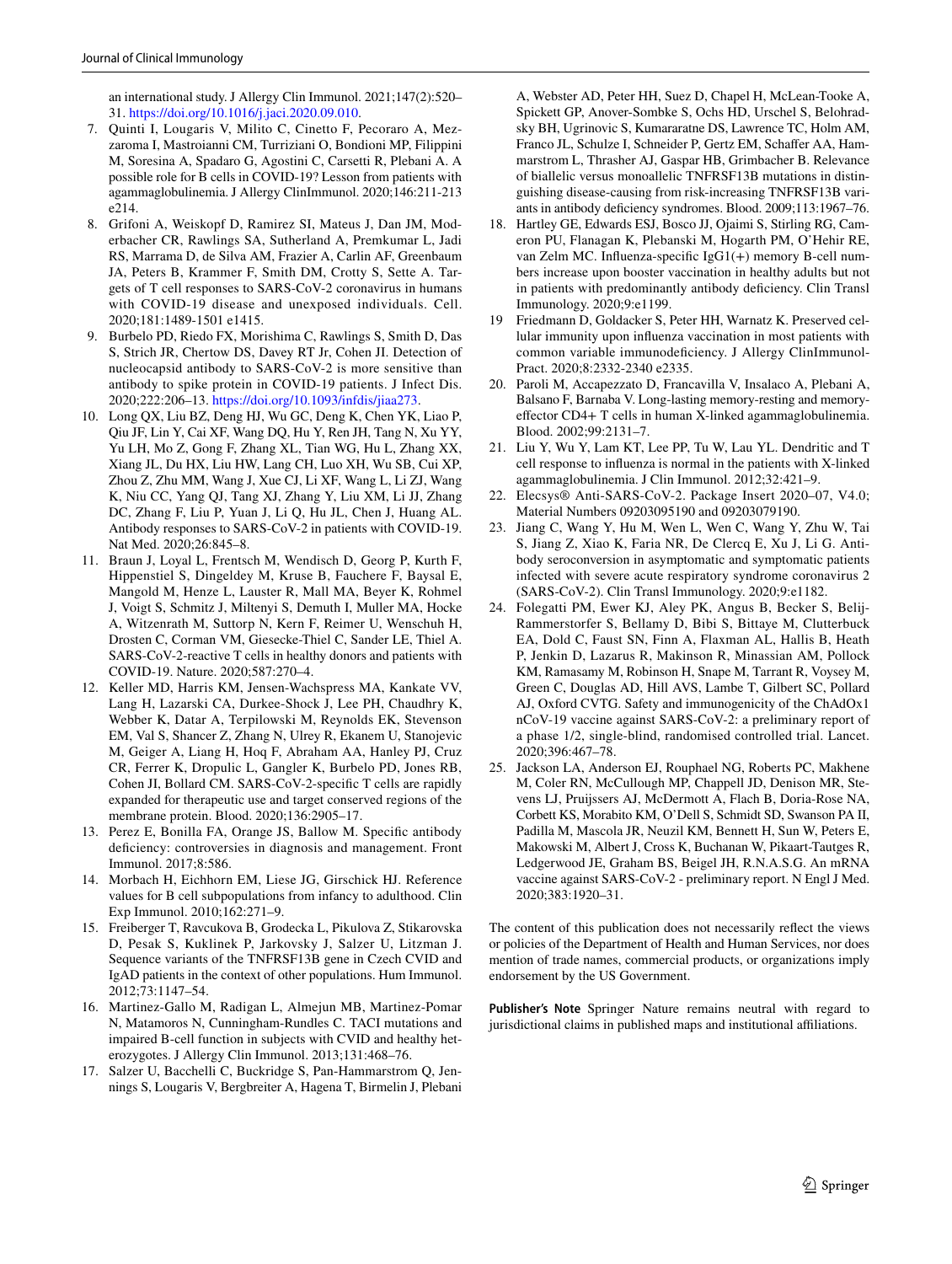an international study. J Allergy Clin Immunol. 2021;147(2):520–531. https://doi.org/10.1016/j.jaci.2020.09.010.

7. Quinti I, Lougaris V, Milito C, Cinetto F, Pecoraro A, Mezzaroma I, Mastroianni CM, Turriziani O, Bondioni MP, Filippini M, Soresina A, Spadaro G, Agostini C, Carsetti R, Plebani A. A possible role for B cells in COVID-19? Lesson from patients with agammaglobulinemia. J Allergy ClinImmunol. 2020;146:211-213 e214.
8. Grifoni A, Weiskopf D, Ramirez SI, Mateus J, Dan JM, Moderbacher CR, Rawlings SA, Sutherland A, Premkumar L, Jadi RS, Marrama D, de Silva AM, Frazier A, Carlin AF, Greenbaum JA, Peters B, Krammer F, Smith DM, Crotty S, Sette A. Targets of T cell responses to SARS-CoV-2 coronavirus in humans with COVID-19 disease and unexposed individuals. Cell. 2020;181:1489-1501 e1415.
9. Burbelo PD, Riedo FX, Morishima C, Rawlings S, Smith D, Das S, Strich JR, Chertow DS, Davey RT Jr, Cohen JI. Detection of nucleocapsid antibody to SARS-CoV-2 is more sensitive than antibody to spike protein in COVID-19 patients. J Infect Dis. 2020;222:206–13. https://doi.org/10.1093/infdis/jiaa273.
10. Long QX, Liu BZ, Deng HJ, Wu GC, Deng K, Chen YK, Liao P, Qiu JF, Lin Y, Cai XF, Wang DQ, Hu Y, Ren JH, Tang N, Xu YY, Yu LH, Mo Z, Gong F, Zhang XL, Tian WG, Hu L, Zhang XX, Xiang JL, Du HX, Liu HW, Lang CH, Luo XH, Wu SB, Cui XP, Zhou Z, Zhu MM, Wang J, Xue CJ, Li XF, Wang L, Li ZJ, Wang K, Niu CC, Yang QJ, Tang XJ, Zhang Y, Liu XM, Li JJ, Zhang DC, Zhang F, Liu P, Yuan J, Li Q, Hu JL, Chen J, Huang AL. Antibody responses to SARS-CoV-2 in patients with COVID-19. Nat Med. 2020;26:845–8.
11. Braun J, Loyal L, Frentsch M, Wendisch D, Georg P, Kurth F, Hippenstiel S, Dingeldey M, Kruse B, Fauchere F, Baysal E, Mangold M, Henze L, Lauster R, Mall MA, Beyer K, Rohmel J, Voigt S, Schmitz J, Miltenyi S, Demuth I, Muller MA, Hocke A, Witzenrath M, Suttorp N, Kern F, Reimer U, Wenschuh H, Drosten C, Corman VM, Giesecke-Thiel C, Sander LE, Thiel A. SARS-CoV-2-reactive T cells in healthy donors and patients with COVID-19. Nature. 2020;587:270–4.
12. Keller MD, Harris KM, Jensen-Wachspress MA, Kankate VV, Lang H, Lazarski CA, Durkee-Shock J, Lee PH, Chaudhry K, Webber K, Datar A, Terpilowski M, Reynolds EK, Stevenson EM, Val S, Shancer Z, Zhang N, Ulrey R, Ekanem U, Stanojevic M, Geiger A, Liang H, Hoq F, Abraham AA, Hanley PJ, Cruz CR, Ferrer K, Dropulic L, Gangler K, Burbelo PD, Jones RB, Cohen JI, Bollard CM. SARS-CoV-2-specific T cells are rapidly expanded for therapeutic use and target conserved regions of the membrane protein. Blood. 2020;136:2905–17.
13. Perez E, Bonilla FA, Orange JS, Ballow M. Specific antibody deficiency: controversies in diagnosis and management. Front Immunol. 2017;8:586.
14. Morbach H, Eichhorn EM, Liese JG, Girschick HJ. Reference values for B cell subpopulations from infancy to adulthood. Clin Exp Immunol. 2010;162:271–9.
15. Freiberger T, Ravcukova B, Grodecka L, Pikulova Z, Stikarovska D, Pesak S, Kuklinek P, Jarkovsky J, Salzer U, Litzman J. Sequence variants of the TNFRSF13B gene in Czech CVID and IgAD patients in the context of other populations. Hum Immunol. 2012;73:1147–54.
16. Martinez-Gallo M, Radigan L, Almejun MB, Martinez-Pomar N, Matamoros N, Cunningham-Rundles C. TACI mutations and impaired B-cell function in subjects with CVID and healthy heterozygotes. J Allergy Clin Immunol. 2013;131:468–76.
17. Salzer U, Bacchelli C, Buckridge S, Pan-Hammarstrom Q, Jennings S, Lougaris V, Bergbreiter A, Hagena T, Birmelin J, Plebani A, Webster AD, Peter HH, Suez D, Chapel H, McLean-Tooke A, Spickett GP, Anover-Sombke S, Ochs HD, Urschel S, Belohradsky BH, Ugrinovic S, Kumararatne DS, Lawrence TC, Holm AM, Franco JL, Schulze I, Schneider P, Gertz EM, Schaffer AA, Hammarstrom L, Thrasher AJ, Gaspar HB, Grimbacher B. Relevance of biallelic versus monoallelic TNFRSF13B mutations in distinguishing disease-causing from risk-increasing TNFRSF13B variants in antibody deficiency syndromes. Blood. 2009;113:1967–76.
18. Hartley GE, Edwards ESJ, Bosco JJ, Ojaimi S, Stirling RG, Cameron PU, Flanagan K, Plebanski M, Hogarth PM, O'Hehir RE, van Zelm MC. Influenza-specific IgG1(+) memory B-cell numbers increase upon booster vaccination in healthy adults but not in patients with predominantly antibody deficiency. Clin Transl Immunology. 2020;9:e1199.
19. Friedmann D, Goldacker S, Peter HH, Warnatz K. Preserved cellular immunity upon influenza vaccination in most patients with common variable immunodeficiency. J Allergy ClinImmunol-Pract. 2020;8:2332-2340 e2335.
20. Paroli M, Accapezzato D, Francavilla V, Insalaco A, Plebani A, Balsano F, Barnaba V. Long-lasting memory-resting and memory-effector CD4+ T cells in human X-linked agammaglobulinemia. Blood. 2002;99:2131–7.
21. Liu Y, Wu Y, Lam KT, Lee PP, Tu W, Lau YL. Dendritic and T cell response to influenza is normal in the patients with X-linked agammaglobulinemia. J Clin Immunol. 2012;32:421–9.
22. Elecsys® Anti-SARS-CoV-2. Package Insert 2020–07, V4.0; Material Numbers 09203095190 and 09203079190.
23. Jiang C, Wang Y, Hu M, Wen L, Wen C, Wang Y, Zhu W, Tai S, Jiang Z, Xiao K, Faria NR, De Clercq E, Xu J, Li G. Antibody seroconversion in asymptomatic and symptomatic patients infected with severe acute respiratory syndrome coronavirus 2 (SARS-CoV-2). Clin Transl Immunology. 2020;9:e1182.
24. Folegatti PM, Ewer KJ, Aley PK, Angus B, Becker S, Belij-Rammerstorfer S, Bellamy D, Bibi S, Bittaye M, Clutterbuck EA, Dold C, Faust SN, Finn A, Flaxman AL, Hallis B, Heath P, Jenkin D, Lazarus R, Makinson R, Minassian AM, Pollock KM, Ramasamy M, Robinson H, Snape M, Tarrant R, Voysey M, Green C, Douglas AD, Hill AVS, Lambe T, Gilbert SC, Pollard AJ, Oxford CVTG. Safety and immunogenicity of the ChAdOx1 nCoV-19 vaccine against SARS-CoV-2: a preliminary report of a phase 1/2, single-blind, randomised controlled trial. Lancet. 2020;396:467–78.
25. Jackson LA, Anderson EJ, Rouphael NG, Roberts PC, Makhene M, Coler RN, McCullough MP, Chappell JD, Denison MR, Stevens LJ, Pruijssers AJ, McDermott A, Flach B, Doria-Rose NA, Corbett KS, Morabito KM, O'Dell S, Schmidt SD, Swanson PA II, Padilla M, Mascola JR, Neuzil KM, Bennett H, Sun W, Peters E, Makowski M, Albert J, Cross K, Buchanan W, Pikaart-Tautges R, Ledgerwood JE, Graham BS, Beigel JH, R.N.A.S.G. An mRNA vaccine against SARS-CoV-2 - preliminary report. N Engl J Med. 2020;383:1920–31.

The content of this publication does not necessarily reflect the views or policies of the Department of Health and Human Services, nor does mention of trade names, commercial products, or organizations imply endorsement by the US Government.

**Publisher's Note** Springer Nature remains neutral with regard to jurisdictional claims in published maps and institutional affiliations.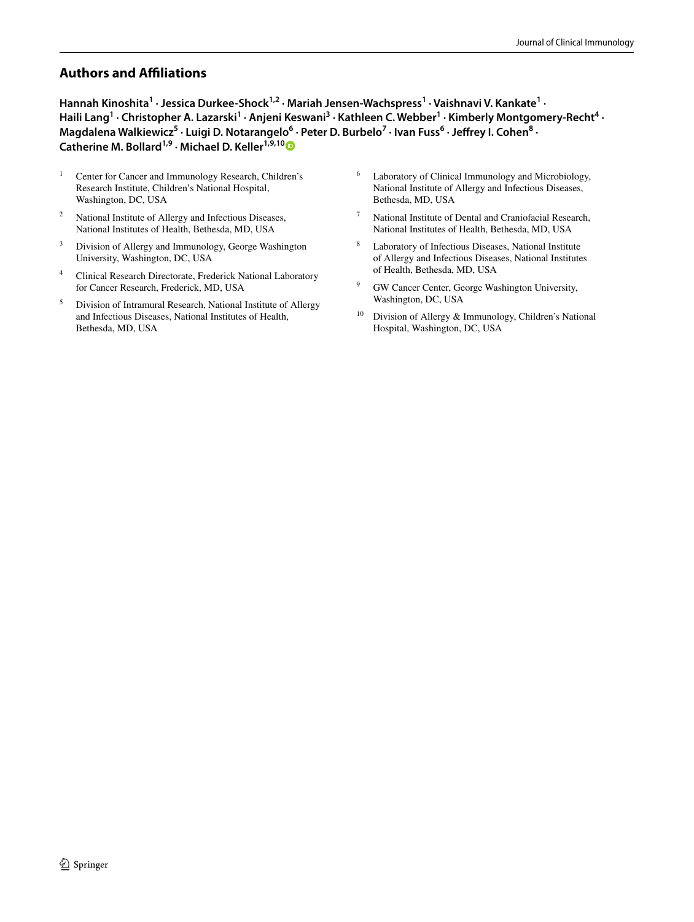## Authors and Affiliations

**Hannah Kinoshita[1] · Jessica Durkee-Shock[1,2] · Mariah Jensen-Wachspress[1] · Vaishnavi V. Kankate[1] · Haili Lang[1] · Christopher A. Lazarski[1] · Anjeni Keswani[3] · Kathleen C. Webber[1] · Kimberly Montgomery-Recht[4] · Magdalena Walkiewicz[5] · Luigi D. Notarangelo[6] · Peter D. Burbelo[7] · Ivan Fuss[6] · Jeffrey I. Cohen[8] · Catherine M. Bollard[1,9] · Michael D. Keller[1,9,10]**

1. Center for Cancer and Immunology Research, Children's Research Institute, Children's National Hospital, Washington, DC, USA
2. National Institute of Allergy and Infectious Diseases, National Institutes of Health, Bethesda, MD, USA
3. Division of Allergy and Immunology, George Washington University, Washington, DC, USA
4. Clinical Research Directorate, Frederick National Laboratory for Cancer Research, Frederick, MD, USA
5. Division of Intramural Research, National Institute of Allergy and Infectious Diseases, National Institutes of Health, Bethesda, MD, USA
6. Laboratory of Clinical Immunology and Microbiology, National Institute of Allergy and Infectious Diseases, Bethesda, MD, USA
7. National Institute of Dental and Craniofacial Research, National Institutes of Health, Bethesda, MD, USA
8. Laboratory of Infectious Diseases, National Institute of Allergy and Infectious Diseases, National Institutes of Health, Bethesda, MD, USA
9. GW Cancer Center, George Washington University, Washington, DC, USA
10. Division of Allergy & Immunology, Children's National Hospital, Washington, DC, USA